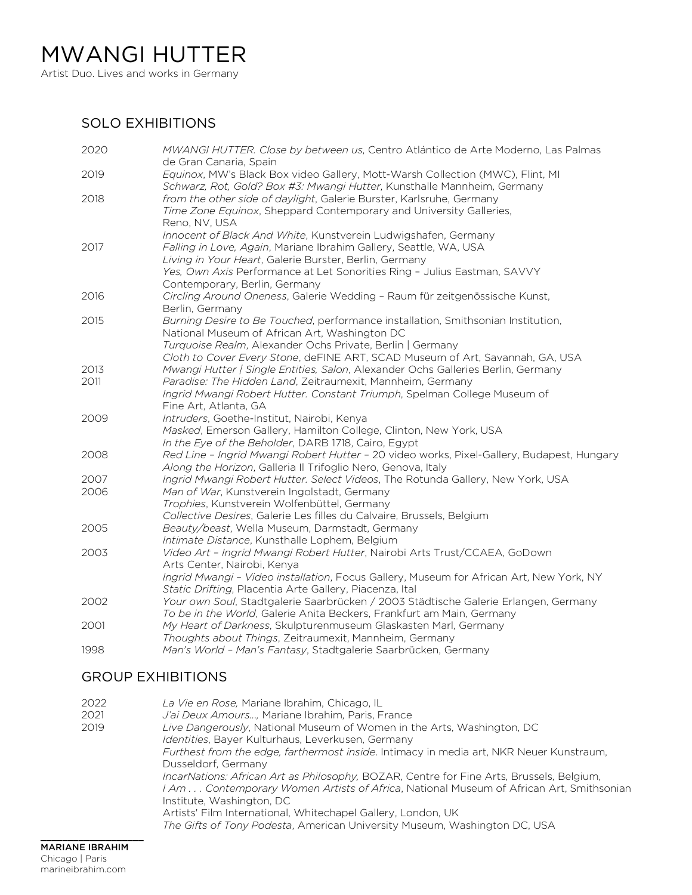# MWANGI HUTTER

Artist Duo. Lives and works in Germany

## SOLO EXHIBITIONS

2020 *MWANGI HUTTER. Close by between us*, Centro Atlántico de Arte Moderno, Las Palmas de Gran Canaria, Spain

2019 *Equinox*, MW's Black Box video Gallery, Mott-Warsh Collection (MWC), Flint, MI
*Schwarz, Rot, Gold? Box #3: Mwangi Hutter*, Kunsthalle Mannheim, Germany

2018 *from the other side of daylight*, Galerie Burster, Karlsruhe, Germany
*Time Zone Equinox*, Sheppard Contemporary and University Galleries, Reno, NV, USA
*Innocent of Black And White*, Kunstverein Ludwigshafen, Germany

2017 *Falling in Love, Again*, Mariane Ibrahim Gallery, Seattle, WA, USA
*Living in Your Heart*, Galerie Burster, Berlin, Germany
*Yes, Own Axis* Performance at Let Sonorities Ring – Julius Eastman, SAVVY Contemporary, Berlin, Germany

2016 *Circling Around Oneness*, Galerie Wedding – Raum für zeitgenössische Kunst, Berlin, Germany

2015 *Burning Desire to Be Touched*, performance installation, Smithsonian Institution, National Museum of African Art, Washington DC
*Turquoise Realm*, Alexander Ochs Private, Berlin | Germany
*Cloth to Cover Every Stone*, deFINE ART, SCAD Museum of Art, Savannah, GA, USA

2013 *Mwangi Hutter | Single Entities, Salon*, Alexander Ochs Galleries Berlin, Germany

2011 *Paradise: The Hidden Land*, Zeitraumexit, Mannheim, Germany
*Ingrid Mwangi Robert Hutter. Constant Triumph*, Spelman College Museum of Fine Art, Atlanta, GA

2009 *Intruders*, Goethe-Institut, Nairobi, Kenya
*Masked*, Emerson Gallery, Hamilton College, Clinton, New York, USA
*In the Eye of the Beholder*, DARB 1718, Cairo, Egypt

2008 *Red Line – Ingrid Mwangi Robert Hutter* – 20 video works, Pixel-Gallery, Budapest, Hungary
*Along the Horizon*, Galleria Il Trifoglio Nero, Genova, Italy

2007 *Ingrid Mwangi Robert Hutter. Select Videos*, The Rotunda Gallery, New York, USA

2006 *Man of War*, Kunstverein Ingolstadt, Germany
*Trophies*, Kunstverein Wolfenbüttel, Germany
*Collective Desires*, Galerie Les filles du Calvaire, Brussels, Belgium

2005 *Beauty/beast*, Wella Museum, Darmstadt, Germany
*Intimate Distance*, Kunsthalle Lophem, Belgium

2003 *Video Art – Ingrid Mwangi Robert Hutter*, Nairobi Arts Trust/CCAEA, GoDown Arts Center, Nairobi, Kenya
*Ingrid Mwangi – Video installation*, Focus Gallery, Museum for African Art, New York, NY
*Static Drifting*, Placentia Arte Gallery, Piacenza, Ital

2002 *Your own Soul*, Stadtgalerie Saarbrücken / 2003 Städtische Galerie Erlangen, Germany
*To be in the World*, Galerie Anita Beckers, Frankfurt am Main, Germany

2001 *My Heart of Darkness*, Skulpturenmuseum Glaskasten Marl, Germany
*Thoughts about Things*, Zeitraumexit, Mannheim, Germany

1998 *Man's World – Man's Fantasy*, Stadtgalerie Saarbrücken, Germany

## GROUP EXHIBITIONS

2022 *La Vie en Rose,* Mariane Ibrahim, Chicago, IL

2021 *J'ai Deux Amours…,* Mariane Ibrahim, Paris, France

2019 *Live Dangerously*, National Museum of Women in the Arts, Washington, DC
*Identities*, Bayer Kulturhaus, Leverkusen, Germany
*Furthest from the edge, farthermost inside*. Intimacy in media art, NKR Neuer Kunstraum, Dusseldorf, Germany
*IncarNations: African Art as Philosophy,* BOZAR, Centre for Fine Arts, Brussels, Belgium,
*I Am . . . Contemporary Women Artists of Africa*, National Museum of African Art, Smithsonian Institute, Washington, DC
Artists' Film International, Whitechapel Gallery, London, UK
*The Gifts of Tony Podesta*, American University Museum, Washington DC, USA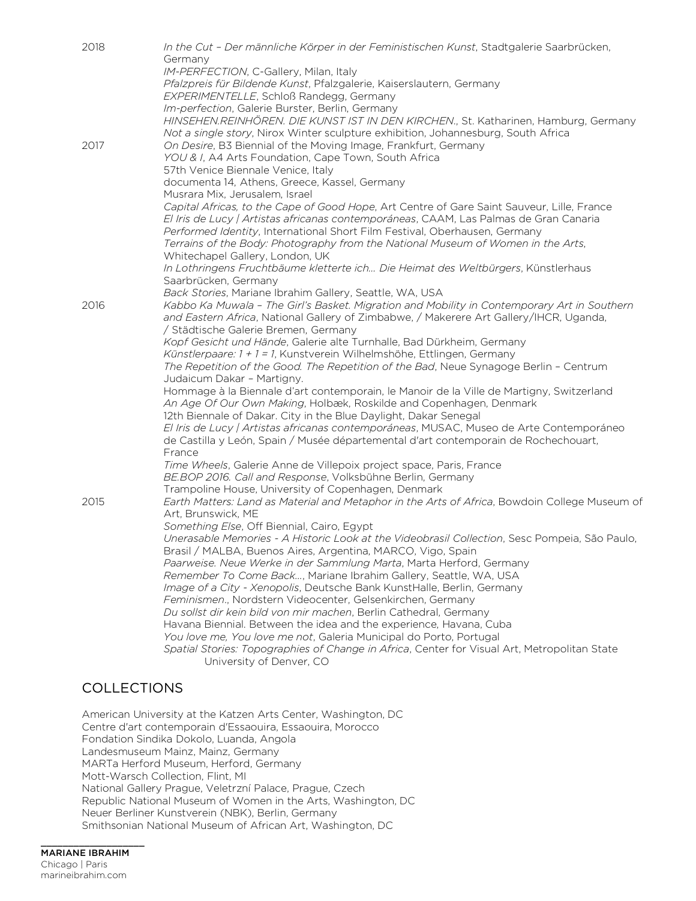2018
*In the Cut – Der männliche Körper in der Feministischen Kunst*, Stadtgalerie Saarbrücken, Germany
*IM-PERFECTION*, C-Gallery, Milan, Italy
*Pfalzpreis für Bildende Kunst*, Pfalzgalerie, Kaiserslautern, Germany
*EXPERIMENTELLE*, Schloß Randegg, Germany
*Im-perfection*, Galerie Burster, Berlin, Germany
*HINSEHEN.REINHÖREN. DIE KUNST IST IN DEN KIRCHEN.*, St. Katharinen, Hamburg, Germany
*Not a single story*, Nirox Winter sculpture exhibition, Johannesburg, South Africa

2017
*On Desire*, B3 Biennial of the Moving Image, Frankfurt, Germany
*YOU & I*, A4 Arts Foundation, Cape Town, South Africa
57th Venice Biennale Venice, Italy
documenta 14, Athens, Greece, Kassel, Germany
Musrara Mix, Jerusalem, Israel
*Capital Africas, to the Cape of Good Hope*, Art Centre of Gare Saint Sauveur, Lille, France
*El Iris de Lucy | Artistas africanas contemporáneas*, CAAM, Las Palmas de Gran Canaria
*Performed Identity*, International Short Film Festival, Oberhausen, Germany
*Terrains of the Body: Photography from the National Museum of Women in the Arts*, Whitechapel Gallery, London, UK
*In Lothringens Fruchtbäume kletterte ich... Die Heimat des Weltbürgers*, Künstlerhaus Saarbrücken, Germany
*Back Stories*, Mariane Ibrahim Gallery, Seattle, WA, USA

2016
*Kabbo Ka Muwala – The Girl's Basket. Migration and Mobility in Contemporary Art in Southern and Eastern Africa*, National Gallery of Zimbabwe, / Makerere Art Gallery/IHCR, Uganda, / Städtische Galerie Bremen, Germany
*Kopf Gesicht und Hände*, Galerie alte Turnhalle, Bad Dürkheim, Germany
*Künstlerpaare: 1 + 1 = 1*, Kunstverein Wilhelmshöhe, Ettlingen, Germany
*The Repetition of the Good. The Repetition of the Bad*, Neue Synagoge Berlin – Centrum Judaicum Dakar – Martigny.
Hommage à la Biennale d'art contemporain, le Manoir de la Ville de Martigny, Switzerland
*An Age Of Our Own Making*, Holbæk, Roskilde and Copenhagen, Denmark
12th Biennale of Dakar. City in the Blue Daylight, Dakar Senegal
*El Iris de Lucy | Artistas africanas contemporáneas*, MUSAC, Museo de Arte Contemporáneo de Castilla y León, Spain / Musée départemental d'art contemporain de Rochechouart, France
*Time Wheels*, Galerie Anne de Villepoix project space, Paris, France
*BE.BOP 2016. Call and Response*, Volksbühne Berlin, Germany
Trampoline House, University of Copenhagen, Denmark

2015
*Earth Matters: Land as Material and Metaphor in the Arts of Africa*, Bowdoin College Museum of Art, Brunswick, ME
*Something Else*, Off Biennial, Cairo, Egypt
*Unerasable Memories - A Historic Look at the Videobrasil Collection*, Sesc Pompeia, São Paulo, Brasil / MALBA, Buenos Aires, Argentina, MARCO, Vigo, Spain
*Paarweise. Neue Werke in der Sammlung Marta*, Marta Herford, Germany
*Remember To Come Back...*, Mariane Ibrahim Gallery, Seattle, WA, USA
*Image of a City - Xenopolis*, Deutsche Bank KunstHalle, Berlin, Germany
*Feminismen.*, Nordstern Videocenter, Gelsenkirchen, Germany
*Du sollst dir kein bild von mir machen*, Berlin Cathedral, Germany
Havana Biennial. Between the idea and the experience, Havana, Cuba
*You love me, You love me not*, Galeria Municipal do Porto, Portugal
*Spatial Stories: Topographies of Change in Africa*, Center for Visual Art, Metropolitan State University of Denver, CO

## COLLECTIONS

American University at the Katzen Arts Center, Washington, DC
Centre d'art contemporain d'Essaouira, Essaouira, Morocco
Fondation Sindika Dokolo, Luanda, Angola
Landesmuseum Mainz, Mainz, Germany
MARTa Herford Museum, Herford, Germany
Mott-Warsch Collection, Flint, MI
National Gallery Prague, Veletrzní Palace, Prague, Czech
Republic National Museum of Women in the Arts, Washington, DC
Neuer Berliner Kunstverein (NBK), Berlin, Germany
Smithsonian National Museum of African Art, Washington, DC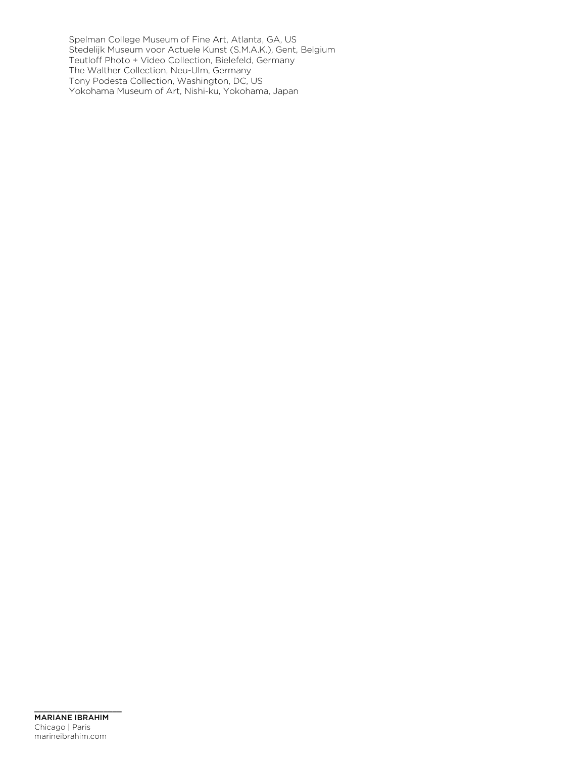Spelman College Museum of Fine Art, Atlanta, GA, US
Stedelijk Museum voor Actuele Kunst (S.M.A.K.), Gent, Belgium
Teutloff Photo + Video Collection, Bielefeld, Germany
The Walther Collection, Neu-Ulm, Germany
Tony Podesta Collection, Washington, DC, US
Yokohama Museum of Art, Nishi-ku, Yokohama, Japan